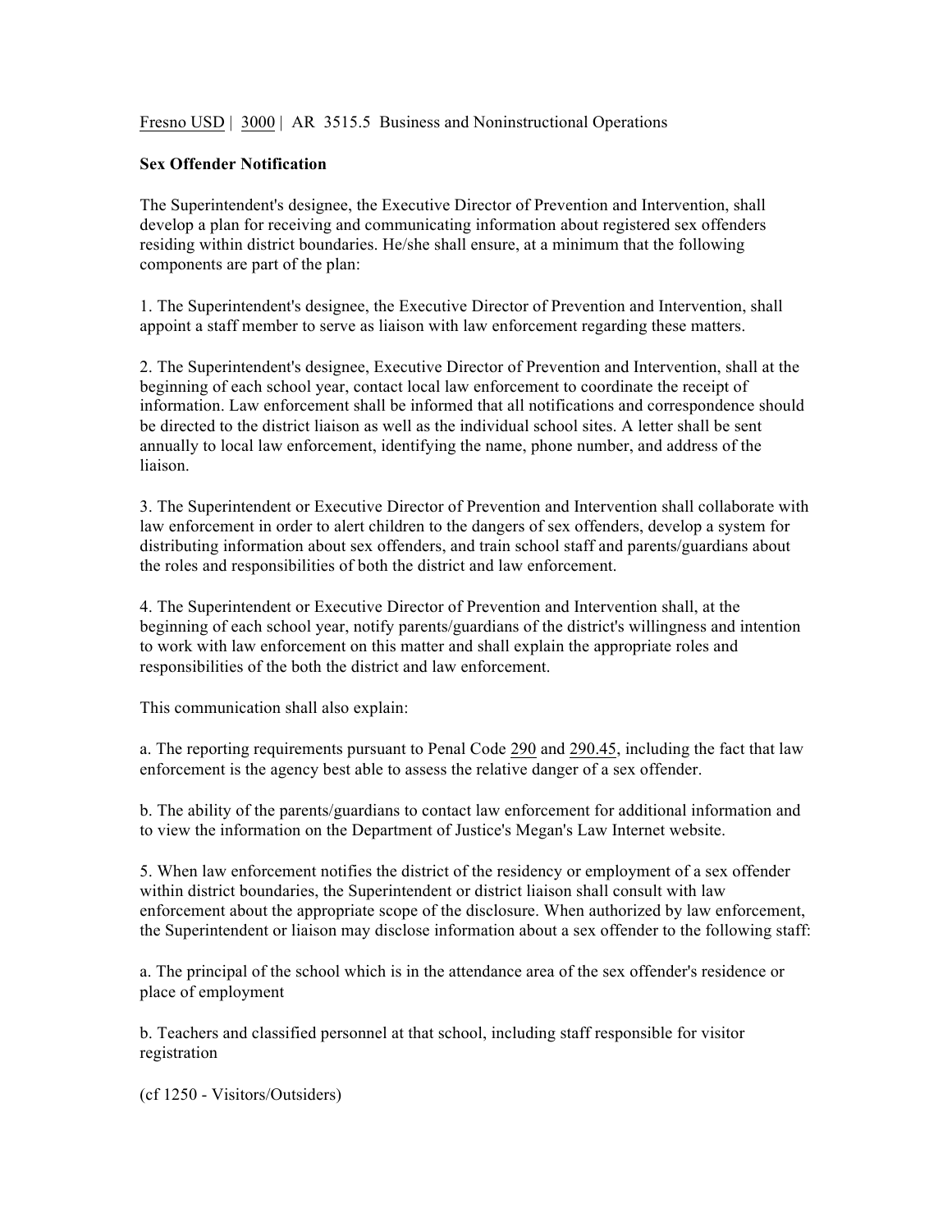Fresno USD | 3000 | AR 3515.5 Business and Noninstructional Operations

**Sex Offender Notification**

The Superintendent's designee, the Executive Director of Prevention and Intervention, shall develop a plan for receiving and communicating information about registered sex offenders residing within district boundaries. He/she shall ensure, at a minimum that the following components are part of the plan:

1. The Superintendent's designee, the Executive Director of Prevention and Intervention, shall appoint a staff member to serve as liaison with law enforcement regarding these matters.

2. The Superintendent's designee, Executive Director of Prevention and Intervention, shall at the beginning of each school year, contact local law enforcement to coordinate the receipt of information. Law enforcement shall be informed that all notifications and correspondence should be directed to the district liaison as well as the individual school sites. A letter shall be sent annually to local law enforcement, identifying the name, phone number, and address of the liaison.

3. The Superintendent or Executive Director of Prevention and Intervention shall collaborate with law enforcement in order to alert children to the dangers of sex offenders, develop a system for distributing information about sex offenders, and train school staff and parents/guardians about the roles and responsibilities of both the district and law enforcement.

4. The Superintendent or Executive Director of Prevention and Intervention shall, at the beginning of each school year, notify parents/guardians of the district's willingness and intention to work with law enforcement on this matter and shall explain the appropriate roles and responsibilities of the both the district and law enforcement.

This communication shall also explain:

a. The reporting requirements pursuant to Penal Code 290 and 290.45, including the fact that law enforcement is the agency best able to assess the relative danger of a sex offender.

b. The ability of the parents/guardians to contact law enforcement for additional information and to view the information on the Department of Justice's Megan's Law Internet website.

5. When law enforcement notifies the district of the residency or employment of a sex offender within district boundaries, the Superintendent or district liaison shall consult with law enforcement about the appropriate scope of the disclosure. When authorized by law enforcement, the Superintendent or liaison may disclose information about a sex offender to the following staff:

a. The principal of the school which is in the attendance area of the sex offender's residence or place of employment

b. Teachers and classified personnel at that school, including staff responsible for visitor registration

(cf 1250 - Visitors/Outsiders)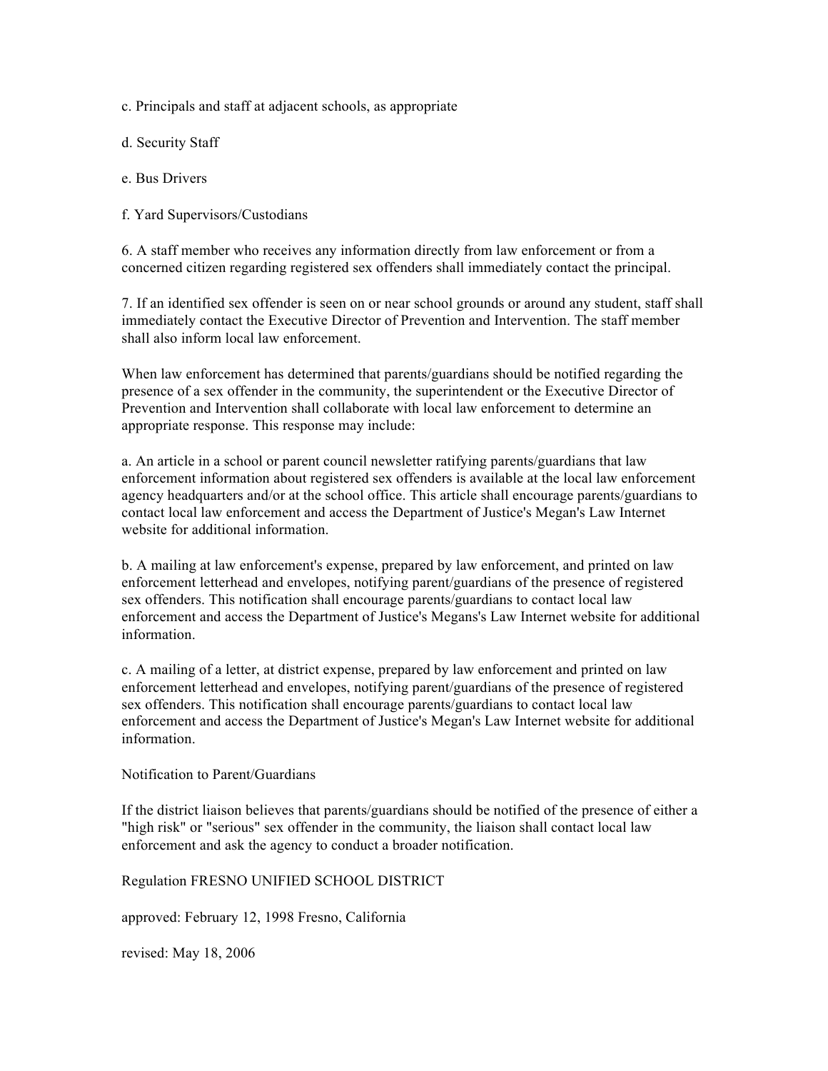c. Principals and staff at adjacent schools, as appropriate

d. Security Staff

e. Bus Drivers

f. Yard Supervisors/Custodians

6. A staff member who receives any information directly from law enforcement or from a concerned citizen regarding registered sex offenders shall immediately contact the principal.

7. If an identified sex offender is seen on or near school grounds or around any student, staff shall immediately contact the Executive Director of Prevention and Intervention. The staff member shall also inform local law enforcement.

When law enforcement has determined that parents/guardians should be notified regarding the presence of a sex offender in the community, the superintendent or the Executive Director of Prevention and Intervention shall collaborate with local law enforcement to determine an appropriate response. This response may include:

a. An article in a school or parent council newsletter ratifying parents/guardians that law enforcement information about registered sex offenders is available at the local law enforcement agency headquarters and/or at the school office. This article shall encourage parents/guardians to contact local law enforcement and access the Department of Justice's Megan's Law Internet website for additional information.

b. A mailing at law enforcement's expense, prepared by law enforcement, and printed on law enforcement letterhead and envelopes, notifying parent/guardians of the presence of registered sex offenders. This notification shall encourage parents/guardians to contact local law enforcement and access the Department of Justice's Megans's Law Internet website for additional information.

c. A mailing of a letter, at district expense, prepared by law enforcement and printed on law enforcement letterhead and envelopes, notifying parent/guardians of the presence of registered sex offenders. This notification shall encourage parents/guardians to contact local law enforcement and access the Department of Justice's Megan's Law Internet website for additional information.

Notification to Parent/Guardians

If the district liaison believes that parents/guardians should be notified of the presence of either a "high risk" or "serious" sex offender in the community, the liaison shall contact local law enforcement and ask the agency to conduct a broader notification.

Regulation FRESNO UNIFIED SCHOOL DISTRICT

approved: February 12, 1998 Fresno, California

revised: May 18, 2006